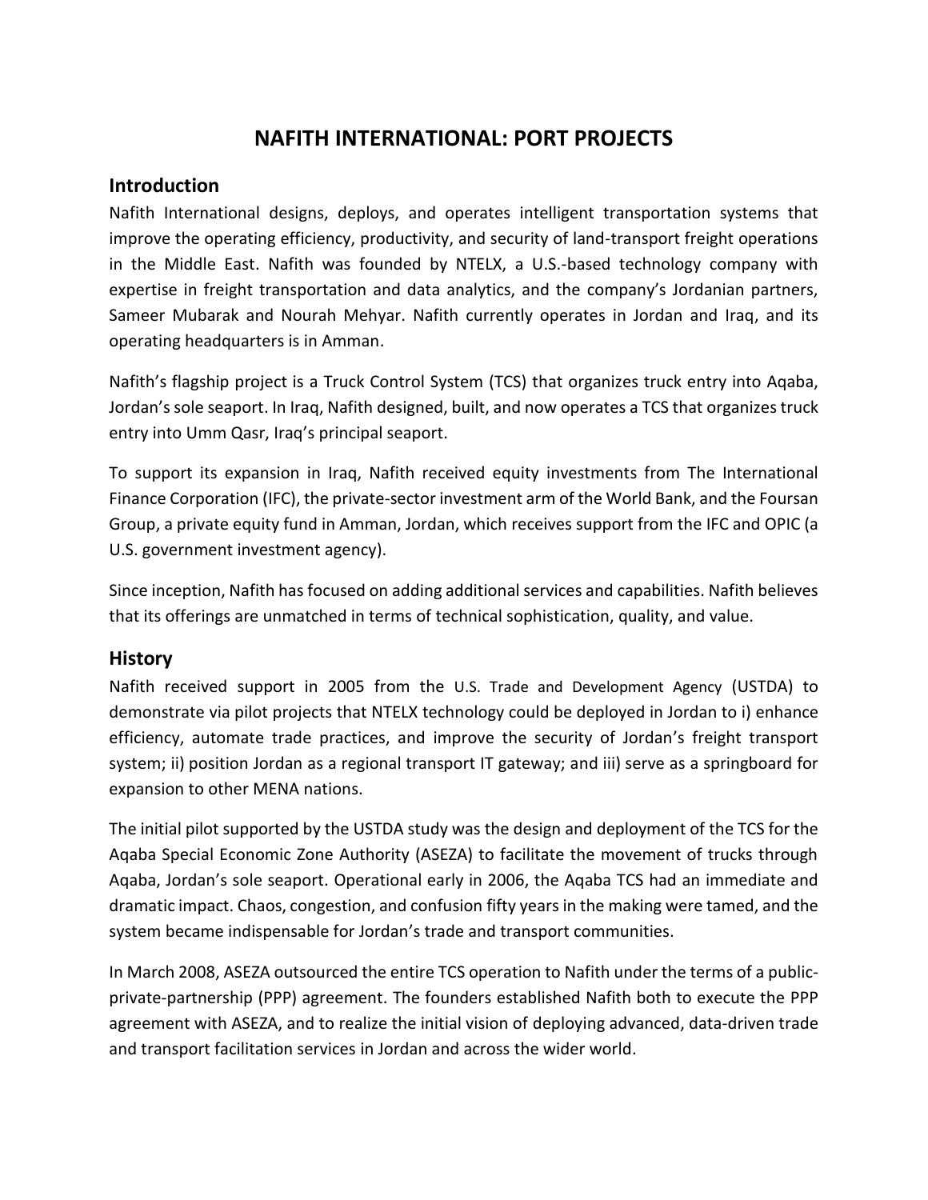# NAFITH INTERNATIONAL: PORT PROJECTS

## Introduction

Nafith International designs, deploys, and operates intelligent transportation systems that improve the operating efficiency, productivity, and security of land-transport freight operations in the Middle East. Nafith was founded by NTELX, a U.S.-based technology company with expertise in freight transportation and data analytics, and the company's Jordanian partners, Sameer Mubarak and Nourah Mehyar. Nafith currently operates in Jordan and Iraq, and its operating headquarters is in Amman.

Nafith's flagship project is a Truck Control System (TCS) that organizes truck entry into Aqaba, Jordan's sole seaport. In Iraq, Nafith designed, built, and now operates a TCS that organizes truck entry into Umm Qasr, Iraq's principal seaport.

To support its expansion in Iraq, Nafith received equity investments from The International Finance Corporation (IFC), the private-sector investment arm of the World Bank, and the Foursan Group, a private equity fund in Amman, Jordan, which receives support from the IFC and OPIC (a U.S. government investment agency).

Since inception, Nafith has focused on adding additional services and capabilities. Nafith believes that its offerings are unmatched in terms of technical sophistication, quality, and value.

## History

Nafith received support in 2005 from the U.S. Trade and Development Agency (USTDA) to demonstrate via pilot projects that NTELX technology could be deployed in Jordan to i) enhance efficiency, automate trade practices, and improve the security of Jordan's freight transport system; ii) position Jordan as a regional transport IT gateway; and iii) serve as a springboard for expansion to other MENA nations.

The initial pilot supported by the USTDA study was the design and deployment of the TCS for the Aqaba Special Economic Zone Authority (ASEZA) to facilitate the movement of trucks through Aqaba, Jordan's sole seaport. Operational early in 2006, the Aqaba TCS had an immediate and dramatic impact. Chaos, congestion, and confusion fifty years in the making were tamed, and the system became indispensable for Jordan's trade and transport communities.

In March 2008, ASEZA outsourced the entire TCS operation to Nafith under the terms of a public-private-partnership (PPP) agreement. The founders established Nafith both to execute the PPP agreement with ASEZA, and to realize the initial vision of deploying advanced, data-driven trade and transport facilitation services in Jordan and across the wider world.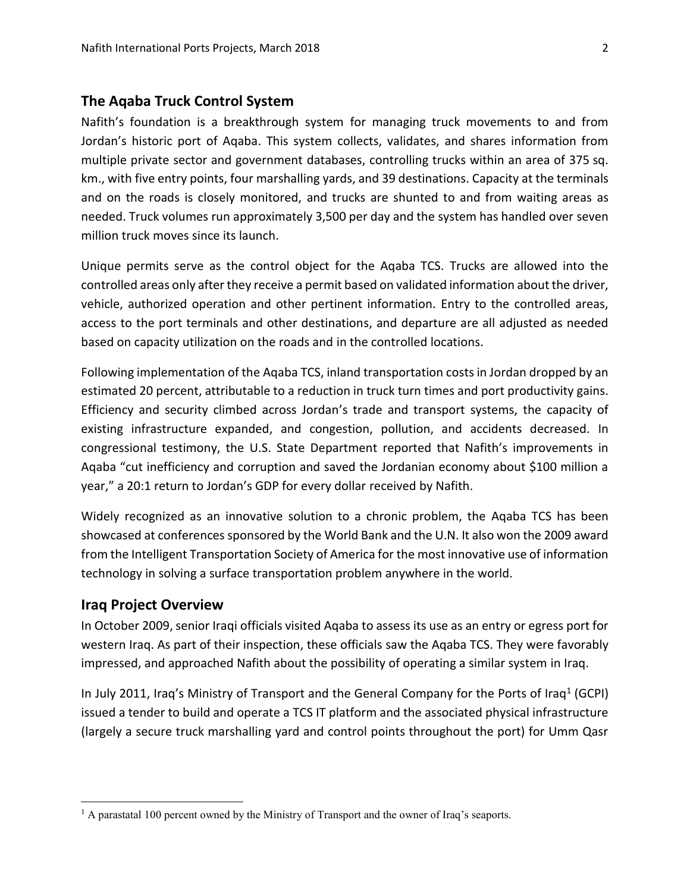## The Aqaba Truck Control System

Nafith's foundation is a breakthrough system for managing truck movements to and from Jordan's historic port of Aqaba. This system collects, validates, and shares information from multiple private sector and government databases, controlling trucks within an area of 375 sq. km., with five entry points, four marshalling yards, and 39 destinations. Capacity at the terminals and on the roads is closely monitored, and trucks are shunted to and from waiting areas as needed. Truck volumes run approximately 3,500 per day and the system has handled over seven million truck moves since its launch.

Unique permits serve as the control object for the Aqaba TCS. Trucks are allowed into the controlled areas only after they receive a permit based on validated information about the driver, vehicle, authorized operation and other pertinent information. Entry to the controlled areas, access to the port terminals and other destinations, and departure are all adjusted as needed based on capacity utilization on the roads and in the controlled locations.

Following implementation of the Aqaba TCS, inland transportation costs in Jordan dropped by an estimated 20 percent, attributable to a reduction in truck turn times and port productivity gains. Efficiency and security climbed across Jordan's trade and transport systems, the capacity of existing infrastructure expanded, and congestion, pollution, and accidents decreased. In congressional testimony, the U.S. State Department reported that Nafith's improvements in Aqaba "cut inefficiency and corruption and saved the Jordanian economy about $100 million a year," a 20:1 return to Jordan's GDP for every dollar received by Nafith.

Widely recognized as an innovative solution to a chronic problem, the Aqaba TCS has been showcased at conferences sponsored by the World Bank and the U.N. It also won the 2009 award from the Intelligent Transportation Society of America for the most innovative use of information technology in solving a surface transportation problem anywhere in the world.

## Iraq Project Overview

In October 2009, senior Iraqi officials visited Aqaba to assess its use as an entry or egress port for western Iraq. As part of their inspection, these officials saw the Aqaba TCS. They were favorably impressed, and approached Nafith about the possibility of operating a similar system in Iraq.

In July 2011, Iraq's Ministry of Transport and the General Company for the Ports of Iraq[1] (GCPI) issued a tender to build and operate a TCS IT platform and the associated physical infrastructure (largely a secure truck marshalling yard and control points throughout the port) for Umm Qasr

[1] A parastatal 100 percent owned by the Ministry of Transport and the owner of Iraq's seaports.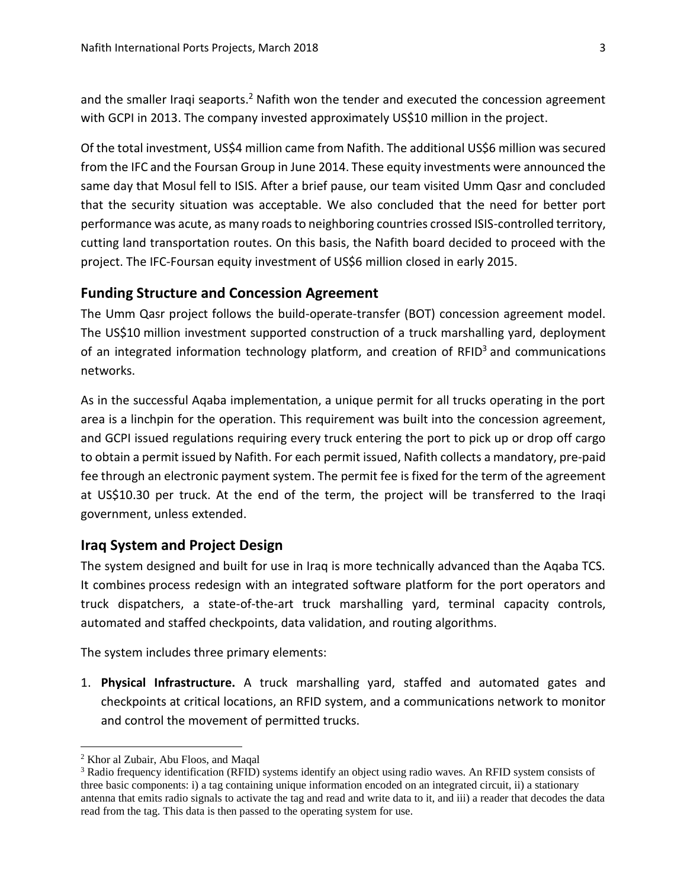and the smaller Iraqi seaports.[2] Nafith won the tender and executed the concession agreement with GCPI in 2013. The company invested approximately US$10 million in the project.

Of the total investment, US$4 million came from Nafith. The additional US$6 million was secured from the IFC and the Foursan Group in June 2014. These equity investments were announced the same day that Mosul fell to ISIS. After a brief pause, our team visited Umm Qasr and concluded that the security situation was acceptable. We also concluded that the need for better port performance was acute, as many roads to neighboring countries crossed ISIS-controlled territory, cutting land transportation routes. On this basis, the Nafith board decided to proceed with the project. The IFC-Foursan equity investment of US$6 million closed in early 2015.

## Funding Structure and Concession Agreement

The Umm Qasr project follows the build-operate-transfer (BOT) concession agreement model. The US$10 million investment supported construction of a truck marshalling yard, deployment of an integrated information technology platform, and creation of RFID[3] and communications networks.

As in the successful Aqaba implementation, a unique permit for all trucks operating in the port area is a linchpin for the operation. This requirement was built into the concession agreement, and GCPI issued regulations requiring every truck entering the port to pick up or drop off cargo to obtain a permit issued by Nafith. For each permit issued, Nafith collects a mandatory, pre-paid fee through an electronic payment system. The permit fee is fixed for the term of the agreement at US$10.30 per truck. At the end of the term, the project will be transferred to the Iraqi government, unless extended.

## Iraq System and Project Design

The system designed and built for use in Iraq is more technically advanced than the Aqaba TCS. It combines process redesign with an integrated software platform for the port operators and truck dispatchers, a state-of-the-art truck marshalling yard, terminal capacity controls, automated and staffed checkpoints, data validation, and routing algorithms.

The system includes three primary elements:

1. **Physical Infrastructure.** A truck marshalling yard, staffed and automated gates and checkpoints at critical locations, an RFID system, and a communications network to monitor and control the movement of permitted trucks.

---

[2] Khor al Zubair, Abu Floos, and Maqal

[3] Radio frequency identification (RFID) systems identify an object using radio waves. An RFID system consists of three basic components: i) a tag containing unique information encoded on an integrated circuit, ii) a stationary antenna that emits radio signals to activate the tag and read and write data to it, and iii) a reader that decodes the data read from the tag. This data is then passed to the operating system for use.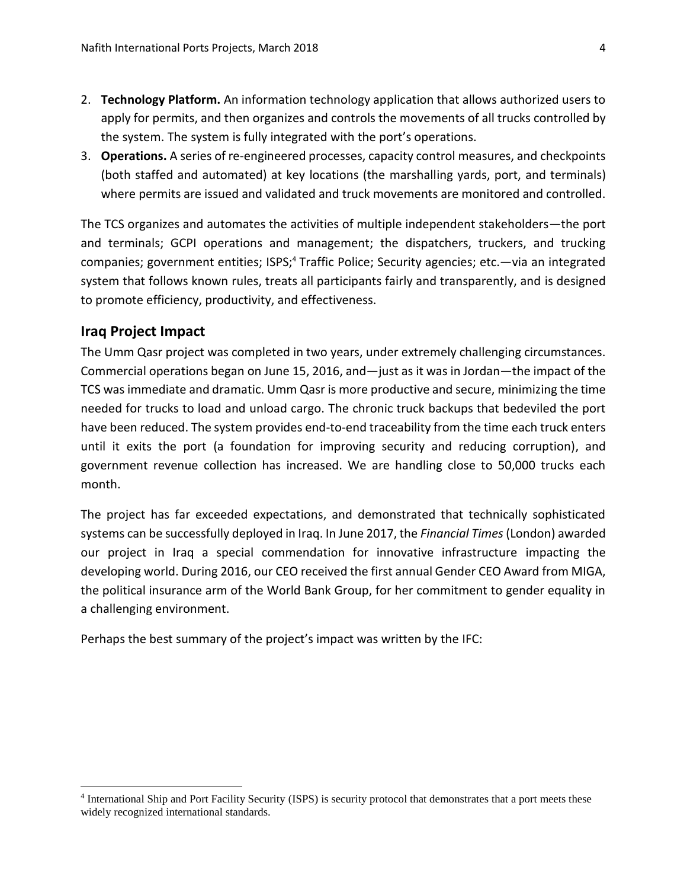2. **Technology Platform.** An information technology application that allows authorized users to apply for permits, and then organizes and controls the movements of all trucks controlled by the system. The system is fully integrated with the port's operations.
3. **Operations.** A series of re-engineered processes, capacity control measures, and checkpoints (both staffed and automated) at key locations (the marshalling yards, port, and terminals) where permits are issued and validated and truck movements are monitored and controlled.

The TCS organizes and automates the activities of multiple independent stakeholders—the port and terminals; GCPI operations and management; the dispatchers, truckers, and trucking companies; government entities; ISPS;[4] Traffic Police; Security agencies; etc.—via an integrated system that follows known rules, treats all participants fairly and transparently, and is designed to promote efficiency, productivity, and effectiveness.

## Iraq Project Impact

The Umm Qasr project was completed in two years, under extremely challenging circumstances. Commercial operations began on June 15, 2016, and—just as it was in Jordan—the impact of the TCS was immediate and dramatic. Umm Qasr is more productive and secure, minimizing the time needed for trucks to load and unload cargo. The chronic truck backups that bedeviled the port have been reduced. The system provides end-to-end traceability from the time each truck enters until it exits the port (a foundation for improving security and reducing corruption), and government revenue collection has increased. We are handling close to 50,000 trucks each month.

The project has far exceeded expectations, and demonstrated that technically sophisticated systems can be successfully deployed in Iraq. In June 2017, the *Financial Times* (London) awarded our project in Iraq a special commendation for innovative infrastructure impacting the developing world. During 2016, our CEO received the first annual Gender CEO Award from MIGA, the political insurance arm of the World Bank Group, for her commitment to gender equality in a challenging environment.

Perhaps the best summary of the project's impact was written by the IFC:

[4] International Ship and Port Facility Security (ISPS) is security protocol that demonstrates that a port meets these widely recognized international standards.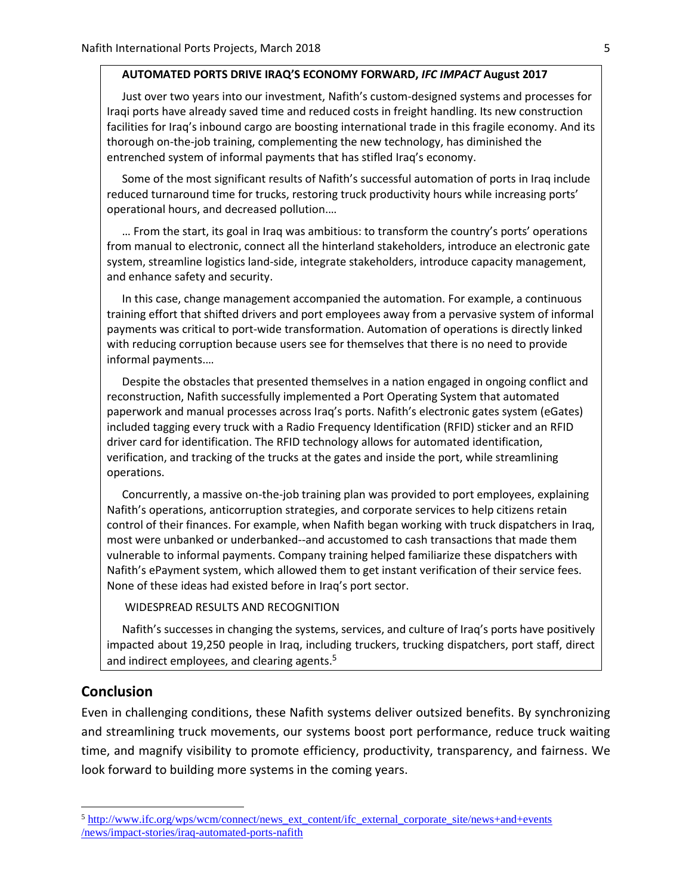**AUTOMATED PORTS DRIVE IRAQ'S ECONOMY FORWARD, *IFC IMPACT* August 2017**

Just over two years into our investment, Nafith's custom-designed systems and processes for Iraqi ports have already saved time and reduced costs in freight handling. Its new construction facilities for Iraq's inbound cargo are boosting international trade in this fragile economy. And its thorough on-the-job training, complementing the new technology, has diminished the entrenched system of informal payments that has stifled Iraq's economy.

Some of the most significant results of Nafith's successful automation of ports in Iraq include reduced turnaround time for trucks, restoring truck productivity hours while increasing ports' operational hours, and decreased pollution.…

… From the start, its goal in Iraq was ambitious: to transform the country's ports' operations from manual to electronic, connect all the hinterland stakeholders, introduce an electronic gate system, streamline logistics land-side, integrate stakeholders, introduce capacity management, and enhance safety and security.

In this case, change management accompanied the automation. For example, a continuous training effort that shifted drivers and port employees away from a pervasive system of informal payments was critical to port-wide transformation. Automation of operations is directly linked with reducing corruption because users see for themselves that there is no need to provide informal payments.…

Despite the obstacles that presented themselves in a nation engaged in ongoing conflict and reconstruction, Nafith successfully implemented a Port Operating System that automated paperwork and manual processes across Iraq's ports. Nafith's electronic gates system (eGates) included tagging every truck with a Radio Frequency Identification (RFID) sticker and an RFID driver card for identification. The RFID technology allows for automated identification, verification, and tracking of the trucks at the gates and inside the port, while streamlining operations.

Concurrently, a massive on-the-job training plan was provided to port employees, explaining Nafith's operations, anticorruption strategies, and corporate services to help citizens retain control of their finances. For example, when Nafith began working with truck dispatchers in Iraq, most were unbanked or underbanked--and accustomed to cash transactions that made them vulnerable to informal payments. Company training helped familiarize these dispatchers with Nafith's ePayment system, which allowed them to get instant verification of their service fees. None of these ideas had existed before in Iraq's port sector.

WIDESPREAD RESULTS AND RECOGNITION

Nafith's successes in changing the systems, services, and culture of Iraq's ports have positively impacted about 19,250 people in Iraq, including truckers, trucking dispatchers, port staff, direct and indirect employees, and clearing agents.[5]

## Conclusion

Even in challenging conditions, these Nafith systems deliver outsized benefits. By synchronizing and streamlining truck movements, our systems boost port performance, reduce truck waiting time, and magnify visibility to promote efficiency, productivity, transparency, and fairness. We look forward to building more systems in the coming years.

---

[5] http://www.ifc.org/wps/wcm/connect/news_ext_content/ifc_external_corporate_site/news+and+events/news/impact-stories/iraq-automated-ports-nafith